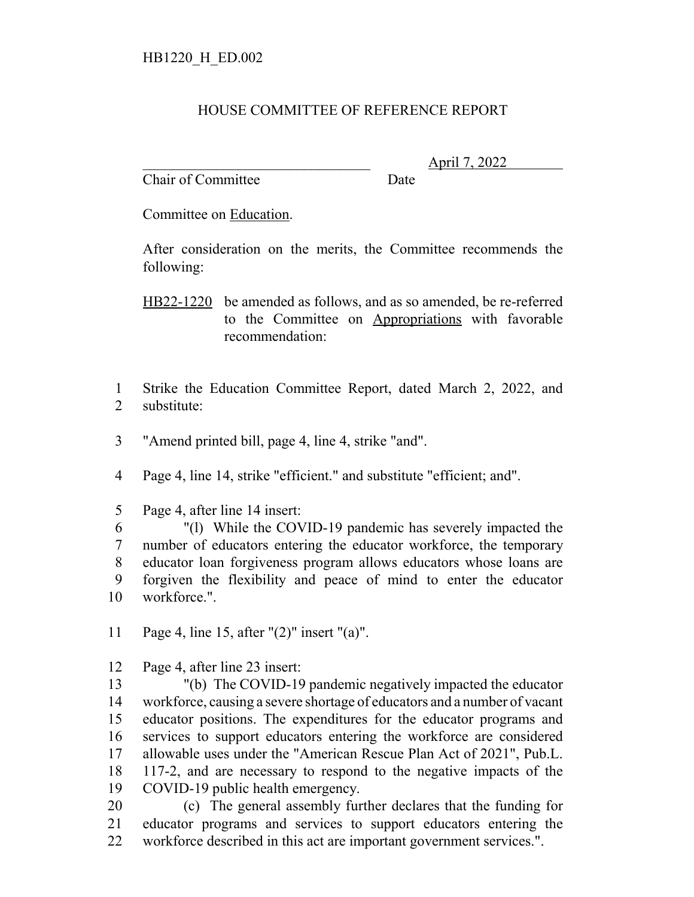HB1220_H_ED.002

# HOUSE COMMITTEE OF REFERENCE REPORT

________________________________ April 7, 2022
Chair of Committee Date

Committee on Education.

After consideration on the merits, the Committee recommends the following:

HB22-1220 be amended as follows, and as so amended, be re-referred to the Committee on Appropriations with favorable recommendation:

1 Strike the Education Committee Report, dated March 2, 2022, and
2 substitute:

3 "Amend printed bill, page 4, line 4, strike "and".

4 Page 4, line 14, strike "efficient." and substitute "efficient; and".

5 Page 4, after line 14 insert:
6 "(l) While the COVID-19 pandemic has severely impacted the
7 number of educators entering the educator workforce, the temporary
8 educator loan forgiveness program allows educators whose loans are
9 forgiven the flexibility and peace of mind to enter the educator
10 workforce.".

11 Page 4, line 15, after "(2)" insert "(a)".

12 Page 4, after line 23 insert:
13 "(b) The COVID-19 pandemic negatively impacted the educator
14 workforce, causing a severe shortage of educators and a number of vacant
15 educator positions. The expenditures for the educator programs and
16 services to support educators entering the workforce are considered
17 allowable uses under the "American Rescue Plan Act of 2021", Pub.L.
18 117-2, and are necessary to respond to the negative impacts of the
19 COVID-19 public health emergency.
20 (c) The general assembly further declares that the funding for
21 educator programs and services to support educators entering the
22 workforce described in this act are important government services.".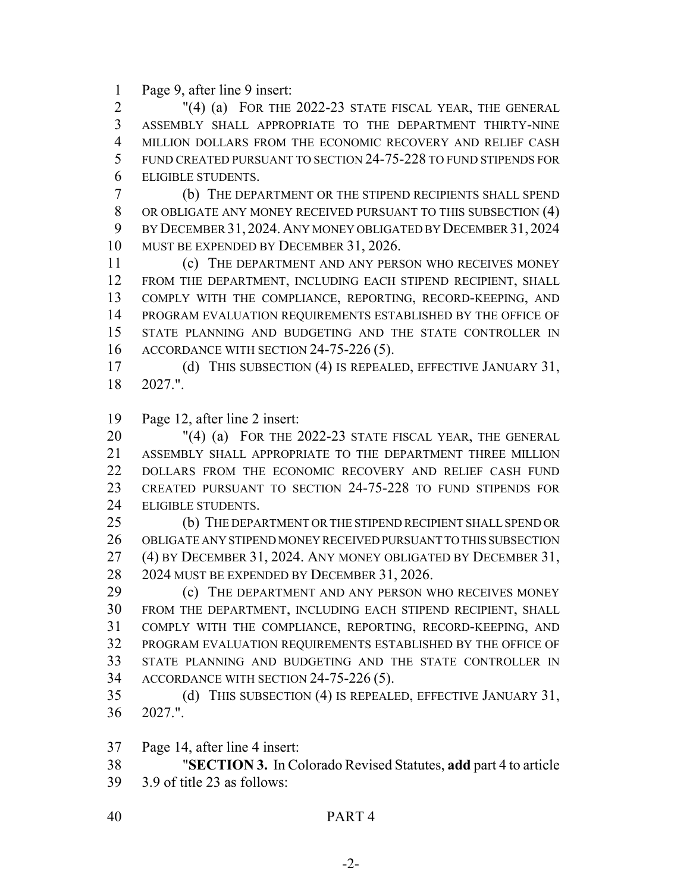Page 9, after line 9 insert:

"(4) (a) FOR THE 2022-23 STATE FISCAL YEAR, THE GENERAL ASSEMBLY SHALL APPROPRIATE TO THE DEPARTMENT THIRTY-NINE MILLION DOLLARS FROM THE ECONOMIC RECOVERY AND RELIEF CASH FUND CREATED PURSUANT TO SECTION 24-75-228 TO FUND STIPENDS FOR ELIGIBLE STUDENTS.

(b) THE DEPARTMENT OR THE STIPEND RECIPIENTS SHALL SPEND OR OBLIGATE ANY MONEY RECEIVED PURSUANT TO THIS SUBSECTION (4) BY DECEMBER 31, 2024. ANY MONEY OBLIGATED BY DECEMBER 31, 2024 MUST BE EXPENDED BY DECEMBER 31, 2026.

(c) THE DEPARTMENT AND ANY PERSON WHO RECEIVES MONEY FROM THE DEPARTMENT, INCLUDING EACH STIPEND RECIPIENT, SHALL COMPLY WITH THE COMPLIANCE, REPORTING, RECORD-KEEPING, AND PROGRAM EVALUATION REQUIREMENTS ESTABLISHED BY THE OFFICE OF STATE PLANNING AND BUDGETING AND THE STATE CONTROLLER IN ACCORDANCE WITH SECTION 24-75-226 (5).

(d) THIS SUBSECTION (4) IS REPEALED, EFFECTIVE JANUARY 31, 2027.".

Page 12, after line 2 insert:

"(4) (a) FOR THE 2022-23 STATE FISCAL YEAR, THE GENERAL ASSEMBLY SHALL APPROPRIATE TO THE DEPARTMENT THREE MILLION DOLLARS FROM THE ECONOMIC RECOVERY AND RELIEF CASH FUND CREATED PURSUANT TO SECTION 24-75-228 TO FUND STIPENDS FOR ELIGIBLE STUDENTS.

(b) THE DEPARTMENT OR THE STIPEND RECIPIENT SHALL SPEND OR OBLIGATE ANY STIPEND MONEY RECEIVED PURSUANT TO THIS SUBSECTION (4) BY DECEMBER 31, 2024. ANY MONEY OBLIGATED BY DECEMBER 31, 2024 MUST BE EXPENDED BY DECEMBER 31, 2026.

(c) THE DEPARTMENT AND ANY PERSON WHO RECEIVES MONEY FROM THE DEPARTMENT, INCLUDING EACH STIPEND RECIPIENT, SHALL COMPLY WITH THE COMPLIANCE, REPORTING, RECORD-KEEPING, AND PROGRAM EVALUATION REQUIREMENTS ESTABLISHED BY THE OFFICE OF STATE PLANNING AND BUDGETING AND THE STATE CONTROLLER IN ACCORDANCE WITH SECTION 24-75-226 (5).

(d) THIS SUBSECTION (4) IS REPEALED, EFFECTIVE JANUARY 31, 2027.".

Page 14, after line 4 insert:

"**SECTION 3.** In Colorado Revised Statutes, **add** part 4 to article 3.9 of title 23 as follows:

PART 4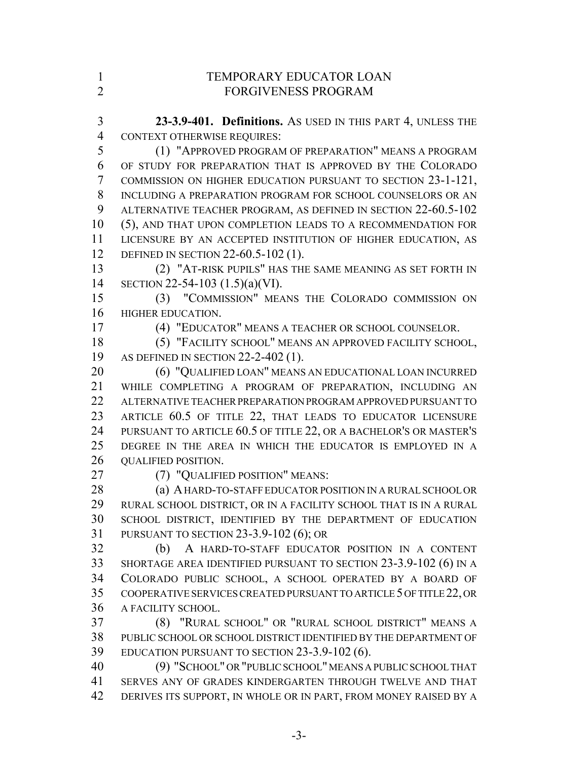## TEMPORARY EDUCATOR LOAN FORGIVENESS PROGRAM

**23-3.9-401. Definitions.** AS USED IN THIS PART 4, UNLESS THE CONTEXT OTHERWISE REQUIRES:

(1) "APPROVED PROGRAM OF PREPARATION" MEANS A PROGRAM OF STUDY FOR PREPARATION THAT IS APPROVED BY THE COLORADO COMMISSION ON HIGHER EDUCATION PURSUANT TO SECTION 23-1-121, INCLUDING A PREPARATION PROGRAM FOR SCHOOL COUNSELORS OR AN ALTERNATIVE TEACHER PROGRAM, AS DEFINED IN SECTION 22-60.5-102 (5), AND THAT UPON COMPLETION LEADS TO A RECOMMENDATION FOR LICENSURE BY AN ACCEPTED INSTITUTION OF HIGHER EDUCATION, AS DEFINED IN SECTION 22-60.5-102 (1).

(2) "AT-RISK PUPILS" HAS THE SAME MEANING AS SET FORTH IN SECTION 22-54-103 (1.5)(a)(VI).

(3) "COMMISSION" MEANS THE COLORADO COMMISSION ON HIGHER EDUCATION.

(4) "EDUCATOR" MEANS A TEACHER OR SCHOOL COUNSELOR.

(5) "FACILITY SCHOOL" MEANS AN APPROVED FACILITY SCHOOL, AS DEFINED IN SECTION 22-2-402 (1).

(6) "QUALIFIED LOAN" MEANS AN EDUCATIONAL LOAN INCURRED WHILE COMPLETING A PROGRAM OF PREPARATION, INCLUDING AN ALTERNATIVE TEACHER PREPARATION PROGRAM APPROVED PURSUANT TO ARTICLE 60.5 OF TITLE 22, THAT LEADS TO EDUCATOR LICENSURE PURSUANT TO ARTICLE 60.5 OF TITLE 22, OR A BACHELOR'S OR MASTER'S DEGREE IN THE AREA IN WHICH THE EDUCATOR IS EMPLOYED IN A QUALIFIED POSITION.

(7) "QUALIFIED POSITION" MEANS:

(a) A HARD-TO-STAFF EDUCATOR POSITION IN A RURAL SCHOOL OR RURAL SCHOOL DISTRICT, OR IN A FACILITY SCHOOL THAT IS IN A RURAL SCHOOL DISTRICT, IDENTIFIED BY THE DEPARTMENT OF EDUCATION PURSUANT TO SECTION 23-3.9-102 (6); OR

(b) A HARD-TO-STAFF EDUCATOR POSITION IN A CONTENT SHORTAGE AREA IDENTIFIED PURSUANT TO SECTION 23-3.9-102 (6) IN A COLORADO PUBLIC SCHOOL, A SCHOOL OPERATED BY A BOARD OF COOPERATIVE SERVICES CREATED PURSUANT TO ARTICLE 5 OF TITLE 22, OR A FACILITY SCHOOL.

(8) "RURAL SCHOOL" OR "RURAL SCHOOL DISTRICT" MEANS A PUBLIC SCHOOL OR SCHOOL DISTRICT IDENTIFIED BY THE DEPARTMENT OF EDUCATION PURSUANT TO SECTION 23-3.9-102 (6).

(9) "SCHOOL" OR "PUBLIC SCHOOL" MEANS A PUBLIC SCHOOL THAT SERVES ANY OF GRADES KINDERGARTEN THROUGH TWELVE AND THAT DERIVES ITS SUPPORT, IN WHOLE OR IN PART, FROM MONEY RAISED BY A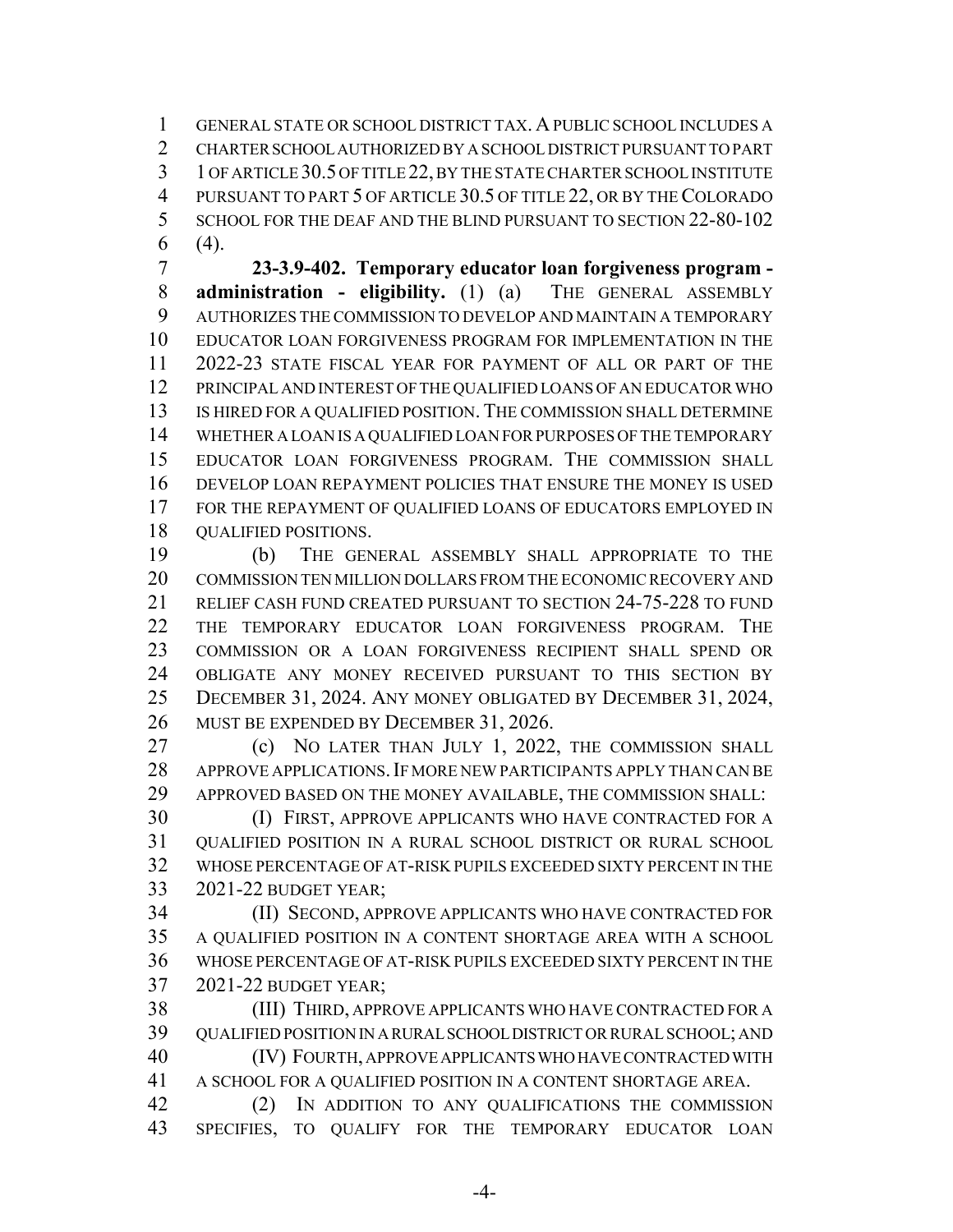GENERAL STATE OR SCHOOL DISTRICT TAX. A PUBLIC SCHOOL INCLUDES A CHARTER SCHOOL AUTHORIZED BY A SCHOOL DISTRICT PURSUANT TO PART 1 OF ARTICLE 30.5 OF TITLE 22, BY THE STATE CHARTER SCHOOL INSTITUTE PURSUANT TO PART 5 OF ARTICLE 30.5 OF TITLE 22, OR BY THE COLORADO SCHOOL FOR THE DEAF AND THE BLIND PURSUANT TO SECTION 22-80-102 (4).

**23-3.9-402. Temporary educator loan forgiveness program - administration - eligibility.** (1) (a) THE GENERAL ASSEMBLY AUTHORIZES THE COMMISSION TO DEVELOP AND MAINTAIN A TEMPORARY EDUCATOR LOAN FORGIVENESS PROGRAM FOR IMPLEMENTATION IN THE 2022-23 STATE FISCAL YEAR FOR PAYMENT OF ALL OR PART OF THE PRINCIPAL AND INTEREST OF THE QUALIFIED LOANS OF AN EDUCATOR WHO IS HIRED FOR A QUALIFIED POSITION. THE COMMISSION SHALL DETERMINE WHETHER A LOAN IS A QUALIFIED LOAN FOR PURPOSES OF THE TEMPORARY EDUCATOR LOAN FORGIVENESS PROGRAM. THE COMMISSION SHALL DEVELOP LOAN REPAYMENT POLICIES THAT ENSURE THE MONEY IS USED FOR THE REPAYMENT OF QUALIFIED LOANS OF EDUCATORS EMPLOYED IN QUALIFIED POSITIONS.

(b) THE GENERAL ASSEMBLY SHALL APPROPRIATE TO THE COMMISSION TEN MILLION DOLLARS FROM THE ECONOMIC RECOVERY AND RELIEF CASH FUND CREATED PURSUANT TO SECTION 24-75-228 TO FUND THE TEMPORARY EDUCATOR LOAN FORGIVENESS PROGRAM. THE COMMISSION OR A LOAN FORGIVENESS RECIPIENT SHALL SPEND OR OBLIGATE ANY MONEY RECEIVED PURSUANT TO THIS SECTION BY DECEMBER 31, 2024. ANY MONEY OBLIGATED BY DECEMBER 31, 2024, MUST BE EXPENDED BY DECEMBER 31, 2026.

(c) NO LATER THAN JULY 1, 2022, THE COMMISSION SHALL APPROVE APPLICATIONS. IF MORE NEW PARTICIPANTS APPLY THAN CAN BE APPROVED BASED ON THE MONEY AVAILABLE, THE COMMISSION SHALL:

(I) FIRST, APPROVE APPLICANTS WHO HAVE CONTRACTED FOR A QUALIFIED POSITION IN A RURAL SCHOOL DISTRICT OR RURAL SCHOOL WHOSE PERCENTAGE OF AT-RISK PUPILS EXCEEDED SIXTY PERCENT IN THE 2021-22 BUDGET YEAR;

(II) SECOND, APPROVE APPLICANTS WHO HAVE CONTRACTED FOR A QUALIFIED POSITION IN A CONTENT SHORTAGE AREA WITH A SCHOOL WHOSE PERCENTAGE OF AT-RISK PUPILS EXCEEDED SIXTY PERCENT IN THE 2021-22 BUDGET YEAR;

(III) THIRD, APPROVE APPLICANTS WHO HAVE CONTRACTED FOR A QUALIFIED POSITION IN A RURAL SCHOOL DISTRICT OR RURAL SCHOOL; AND

(IV) FOURTH, APPROVE APPLICANTS WHO HAVE CONTRACTED WITH A SCHOOL FOR A QUALIFIED POSITION IN A CONTENT SHORTAGE AREA.

(2) IN ADDITION TO ANY QUALIFICATIONS THE COMMISSION SPECIFIES, TO QUALIFY FOR THE TEMPORARY EDUCATOR LOAN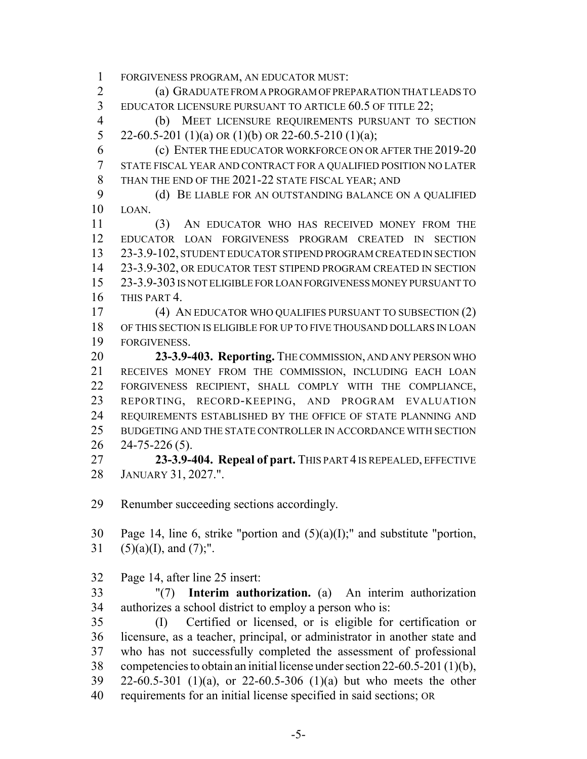FORGIVENESS PROGRAM, AN EDUCATOR MUST:

(a) GRADUATE FROM A PROGRAM OF PREPARATION THAT LEADS TO EDUCATOR LICENSURE PURSUANT TO ARTICLE 60.5 OF TITLE 22;

(b) MEET LICENSURE REQUIREMENTS PURSUANT TO SECTION 22-60.5-201 (1)(a) OR (1)(b) OR 22-60.5-210 (1)(a);

(c) ENTER THE EDUCATOR WORKFORCE ON OR AFTER THE 2019-20 STATE FISCAL YEAR AND CONTRACT FOR A QUALIFIED POSITION NO LATER THAN THE END OF THE 2021-22 STATE FISCAL YEAR; AND

(d) BE LIABLE FOR AN OUTSTANDING BALANCE ON A QUALIFIED LOAN.

(3) AN EDUCATOR WHO HAS RECEIVED MONEY FROM THE EDUCATOR LOAN FORGIVENESS PROGRAM CREATED IN SECTION 23-3.9-102, STUDENT EDUCATOR STIPEND PROGRAM CREATED IN SECTION 23-3.9-302, OR EDUCATOR TEST STIPEND PROGRAM CREATED IN SECTION 23-3.9-303 IS NOT ELIGIBLE FOR LOAN FORGIVENESS MONEY PURSUANT TO THIS PART 4.

(4) AN EDUCATOR WHO QUALIFIES PURSUANT TO SUBSECTION (2) OF THIS SECTION IS ELIGIBLE FOR UP TO FIVE THOUSAND DOLLARS IN LOAN FORGIVENESS.

**23-3.9-403. Reporting.** THE COMMISSION, AND ANY PERSON WHO RECEIVES MONEY FROM THE COMMISSION, INCLUDING EACH LOAN FORGIVENESS RECIPIENT, SHALL COMPLY WITH THE COMPLIANCE, REPORTING, RECORD-KEEPING, AND PROGRAM EVALUATION REQUIREMENTS ESTABLISHED BY THE OFFICE OF STATE PLANNING AND BUDGETING AND THE STATE CONTROLLER IN ACCORDANCE WITH SECTION 24-75-226 (5).

**23-3.9-404. Repeal of part.** THIS PART 4 IS REPEALED, EFFECTIVE JANUARY 31, 2027.".

Renumber succeeding sections accordingly.

Page 14, line 6, strike "portion and (5)(a)(I);" and substitute "portion, (5)(a)(I), and (7);".

Page 14, after line 25 insert:

"(7) **Interim authorization.** (a) An interim authorization authorizes a school district to employ a person who is:

(I) Certified or licensed, or is eligible for certification or licensure, as a teacher, principal, or administrator in another state and who has not successfully completed the assessment of professional competencies to obtain an initial license under section 22-60.5-201 (1)(b), 22-60.5-301 (1)(a), or 22-60.5-306 (1)(a) but who meets the other requirements for an initial license specified in said sections; OR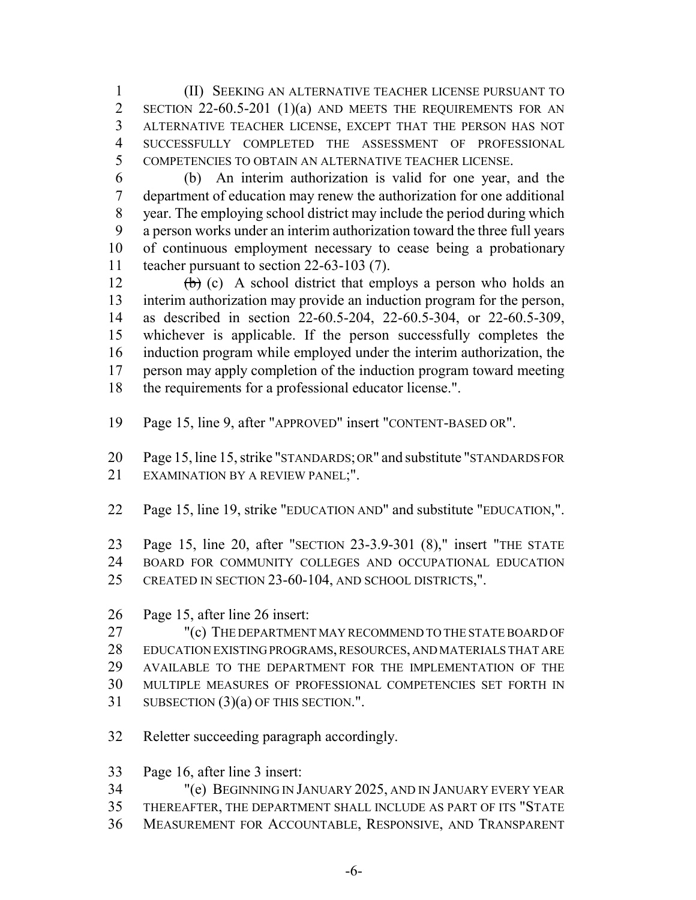(II) SEEKING AN ALTERNATIVE TEACHER LICENSE PURSUANT TO SECTION 22-60.5-201 (1)(a) AND MEETS THE REQUIREMENTS FOR AN ALTERNATIVE TEACHER LICENSE, EXCEPT THAT THE PERSON HAS NOT SUCCESSFULLY COMPLETED THE ASSESSMENT OF PROFESSIONAL COMPETENCIES TO OBTAIN AN ALTERNATIVE TEACHER LICENSE.

(b) An interim authorization is valid for one year, and the department of education may renew the authorization for one additional year. The employing school district may include the period during which a person works under an interim authorization toward the three full years of continuous employment necessary to cease being a probationary teacher pursuant to section 22-63-103 (7).

~~(b)~~ (c) A school district that employs a person who holds an interim authorization may provide an induction program for the person, as described in section 22-60.5-204, 22-60.5-304, or 22-60.5-309, whichever is applicable. If the person successfully completes the induction program while employed under the interim authorization, the person may apply completion of the induction program toward meeting the requirements for a professional educator license.".

Page 15, line 9, after "APPROVED" insert "CONTENT-BASED OR".

Page 15, line 15, strike "STANDARDS; OR" and substitute "STANDARDS FOR EXAMINATION BY A REVIEW PANEL;".

Page 15, line 19, strike "EDUCATION AND" and substitute "EDUCATION,".

Page 15, line 20, after "SECTION 23-3.9-301 (8)," insert "THE STATE BOARD FOR COMMUNITY COLLEGES AND OCCUPATIONAL EDUCATION CREATED IN SECTION 23-60-104, AND SCHOOL DISTRICTS,".

Page 15, after line 26 insert:

"(c) THE DEPARTMENT MAY RECOMMEND TO THE STATE BOARD OF EDUCATION EXISTING PROGRAMS, RESOURCES, AND MATERIALS THAT ARE AVAILABLE TO THE DEPARTMENT FOR THE IMPLEMENTATION OF THE MULTIPLE MEASURES OF PROFESSIONAL COMPETENCIES SET FORTH IN SUBSECTION (3)(a) OF THIS SECTION.".

Reletter succeeding paragraph accordingly.

Page 16, after line 3 insert:

"(e) BEGINNING IN JANUARY 2025, AND IN JANUARY EVERY YEAR THEREAFTER, THE DEPARTMENT SHALL INCLUDE AS PART OF ITS "STATE MEASUREMENT FOR ACCOUNTABLE, RESPONSIVE, AND TRANSPARENT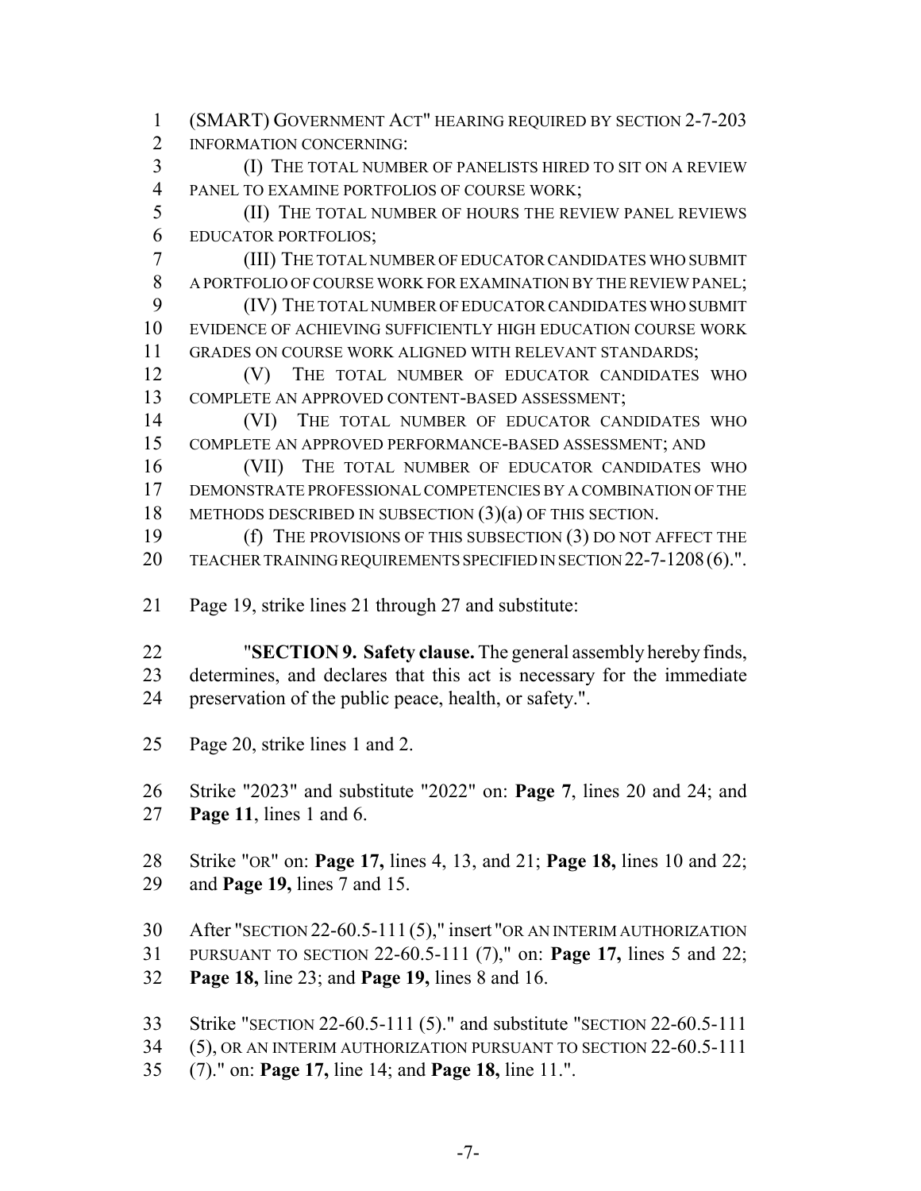(SMART) GOVERNMENT ACT" HEARING REQUIRED BY SECTION 2-7-203 INFORMATION CONCERNING:

(I) THE TOTAL NUMBER OF PANELISTS HIRED TO SIT ON A REVIEW PANEL TO EXAMINE PORTFOLIOS OF COURSE WORK;

(II) THE TOTAL NUMBER OF HOURS THE REVIEW PANEL REVIEWS EDUCATOR PORTFOLIOS;

(III) THE TOTAL NUMBER OF EDUCATOR CANDIDATES WHO SUBMIT A PORTFOLIO OF COURSE WORK FOR EXAMINATION BY THE REVIEW PANEL;

(IV) THE TOTAL NUMBER OF EDUCATOR CANDIDATES WHO SUBMIT EVIDENCE OF ACHIEVING SUFFICIENTLY HIGH EDUCATION COURSE WORK GRADES ON COURSE WORK ALIGNED WITH RELEVANT STANDARDS;

(V) THE TOTAL NUMBER OF EDUCATOR CANDIDATES WHO COMPLETE AN APPROVED CONTENT-BASED ASSESSMENT;

(VI) THE TOTAL NUMBER OF EDUCATOR CANDIDATES WHO COMPLETE AN APPROVED PERFORMANCE-BASED ASSESSMENT; AND

(VII) THE TOTAL NUMBER OF EDUCATOR CANDIDATES WHO DEMONSTRATE PROFESSIONAL COMPETENCIES BY A COMBINATION OF THE METHODS DESCRIBED IN SUBSECTION (3)(a) OF THIS SECTION.

(f) THE PROVISIONS OF THIS SUBSECTION (3) DO NOT AFFECT THE TEACHER TRAINING REQUIREMENTS SPECIFIED IN SECTION 22-7-1208 (6).".

Page 19, strike lines 21 through 27 and substitute:

"**SECTION 9. Safety clause.** The general assembly hereby finds, determines, and declares that this act is necessary for the immediate preservation of the public peace, health, or safety.".

Page 20, strike lines 1 and 2.

Strike "2023" and substitute "2022" on: **Page 7**, lines 20 and 24; and **Page 11**, lines 1 and 6.

Strike "OR" on: **Page 17,** lines 4, 13, and 21; **Page 18,** lines 10 and 22; and **Page 19,** lines 7 and 15.

After "SECTION 22-60.5-111 (5)," insert "OR AN INTERIM AUTHORIZATION PURSUANT TO SECTION 22-60.5-111 (7)," on: **Page 17,** lines 5 and 22; **Page 18,** line 23; and **Page 19,** lines 8 and 16.

Strike "SECTION 22-60.5-111 (5)." and substitute "SECTION 22-60.5-111 (5), OR AN INTERIM AUTHORIZATION PURSUANT TO SECTION 22-60.5-111 (7)." on: **Page 17,** line 14; and **Page 18,** line 11.".